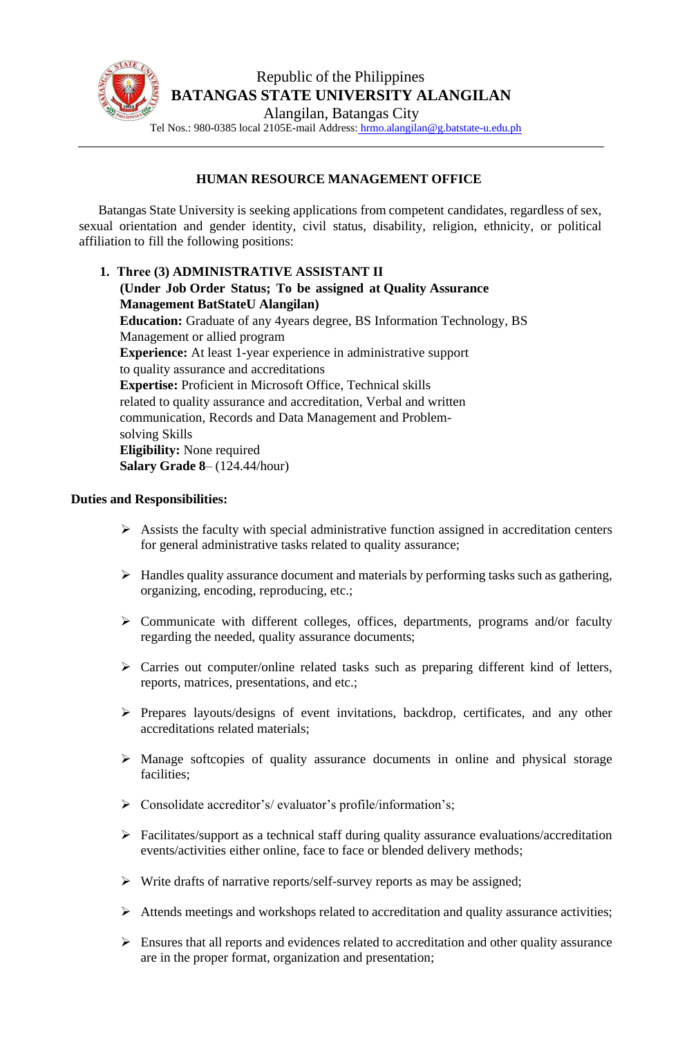Republic of the Philippines
**BATANGAS STATE UNIVERSITY ALANGILAN**
Alangilan, Batangas City
Tel Nos.: 980-0385 local 2105E-mail Address: hrmo.alangilan@g.batstate-u.edu.ph

---

## HUMAN RESOURCE MANAGEMENT OFFICE

Batangas State University is seeking applications from competent candidates, regardless of sex, sexual orientation and gender identity, civil status, disability, religion, ethnicity, or political affiliation to fill the following positions:

1. **Three (3) ADMINISTRATIVE ASSISTANT II**
   **(Under Job Order Status; To be assigned at Quality Assurance Management BatStateU Alangilan)**
   **Education:** Graduate of any 4years degree, BS Information Technology, BS Management or allied program
   **Experience:** At least 1-year experience in administrative support to quality assurance and accreditations
   **Expertise:** Proficient in Microsoft Office, Technical skills related to quality assurance and accreditation, Verbal and written communication, Records and Data Management and Problem-solving Skills
   **Eligibility:** None required
   **Salary Grade 8**– (124.44/hour)

**Duties and Responsibilities:**

- Assists the faculty with special administrative function assigned in accreditation centers for general administrative tasks related to quality assurance;
- Handles quality assurance document and materials by performing tasks such as gathering, organizing, encoding, reproducing, etc.;
- Communicate with different colleges, offices, departments, programs and/or faculty regarding the needed, quality assurance documents;
- Carries out computer/online related tasks such as preparing different kind of letters, reports, matrices, presentations, and etc.;
- Prepares layouts/designs of event invitations, backdrop, certificates, and any other accreditations related materials;
- Manage softcopies of quality assurance documents in online and physical storage facilities;
- Consolidate accreditor's/ evaluator's profile/information's;
- Facilitates/support as a technical staff during quality assurance evaluations/accreditation events/activities either online, face to face or blended delivery methods;
- Write drafts of narrative reports/self-survey reports as may be assigned;
- Attends meetings and workshops related to accreditation and quality assurance activities;
- Ensures that all reports and evidences related to accreditation and other quality assurance are in the proper format, organization and presentation;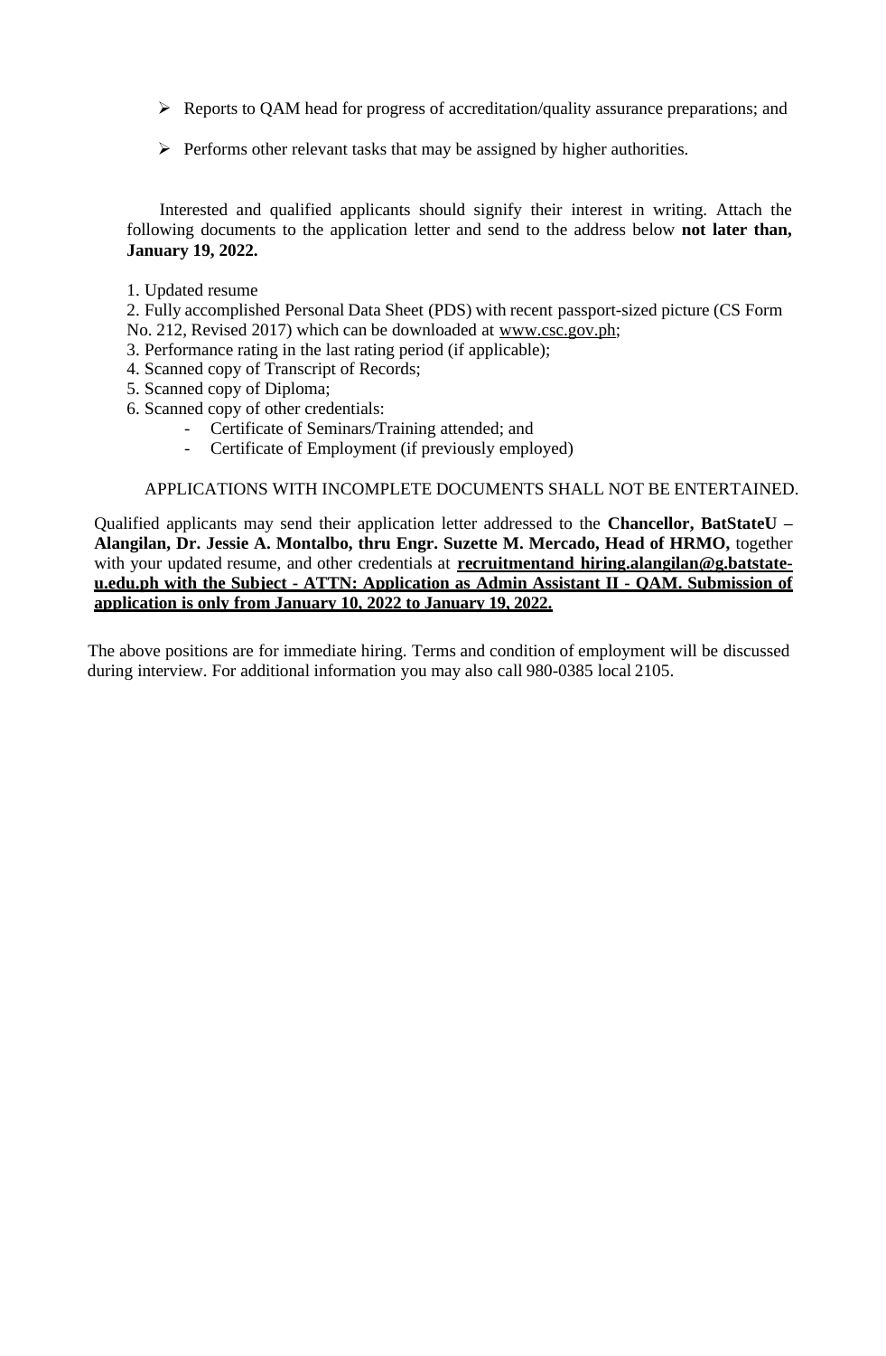- Reports to QAM head for progress of accreditation/quality assurance preparations; and
- Performs other relevant tasks that may be assigned by higher authorities.

Interested and qualified applicants should signify their interest in writing. Attach the following documents to the application letter and send to the address below **not later than, January 19, 2022.**

1. Updated resume
2. Fully accomplished Personal Data Sheet (PDS) with recent passport-sized picture (CS Form No. 212, Revised 2017) which can be downloaded at www.csc.gov.ph;
3. Performance rating in the last rating period (if applicable);
4. Scanned copy of Transcript of Records;
5. Scanned copy of Diploma;
6. Scanned copy of other credentials:
   - Certificate of Seminars/Training attended; and
   - Certificate of Employment (if previously employed)

APPLICATIONS WITH INCOMPLETE DOCUMENTS SHALL NOT BE ENTERTAINED.

Qualified applicants may send their application letter addressed to the **Chancellor, BatStateU – Alangilan, Dr. Jessie A. Montalbo, thru Engr. Suzette M. Mercado, Head of HRMO,** together with your updated resume, and other credentials at **recruitmentand hiring.alangilan@g.batstate-u.edu.ph with the Subject - ATTN: Application as Admin Assistant II - QAM. Submission of application is only from January 10, 2022 to January 19, 2022.**

The above positions are for immediate hiring. Terms and condition of employment will be discussed during interview. For additional information you may also call 980-0385 local 2105.